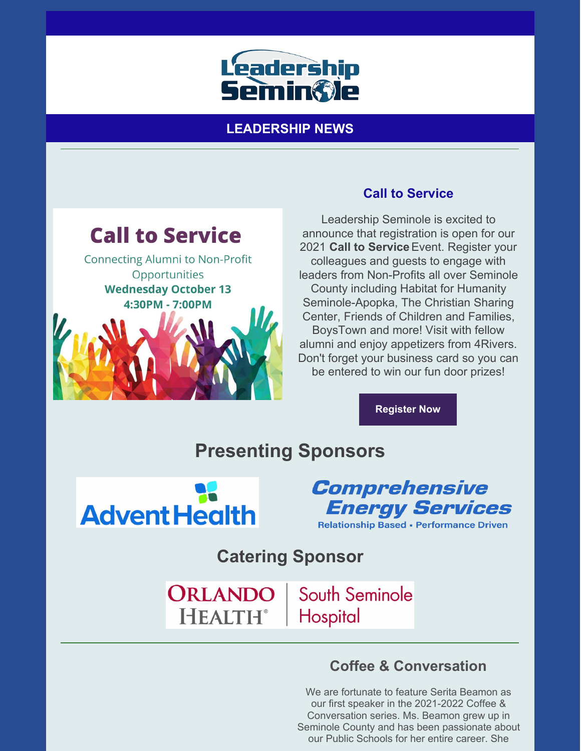# Leadership Seminole

## LEADERSHIP NEWS

---

Call to Service

Connecting Alumni to Non-Profit Opportunities

**Wednesday October 13**

**4:30PM - 7:00PM**

### Call to Service

Leadership Seminole is excited to announce that registration is open for our 2021 **Call to Service** Event. Register your colleagues and guests to engage with leaders from Non-Profits all over Seminole County including Habitat for Humanity Seminole-Apopka, The Christian Sharing Center, Friends of Children and Families, BoysTown and more! Visit with fellow alumni and enjoy appetizers from 4Rivers. Don't forget your business card so you can be entered to win our fun door prizes!

**Register Now**

## Presenting Sponsors

AdventHealth

Comprehensive Energy Services

Relationship Based • Performance Driven

## Catering Sponsor

Orlando Health | South Seminole Hospital

---

### Coffee & Conversation

We are fortunate to feature Serita Beamon as our first speaker in the 2021-2022 Coffee & Conversation series. Ms. Beamon grew up in Seminole County and has been passionate about our Public Schools for her entire career. She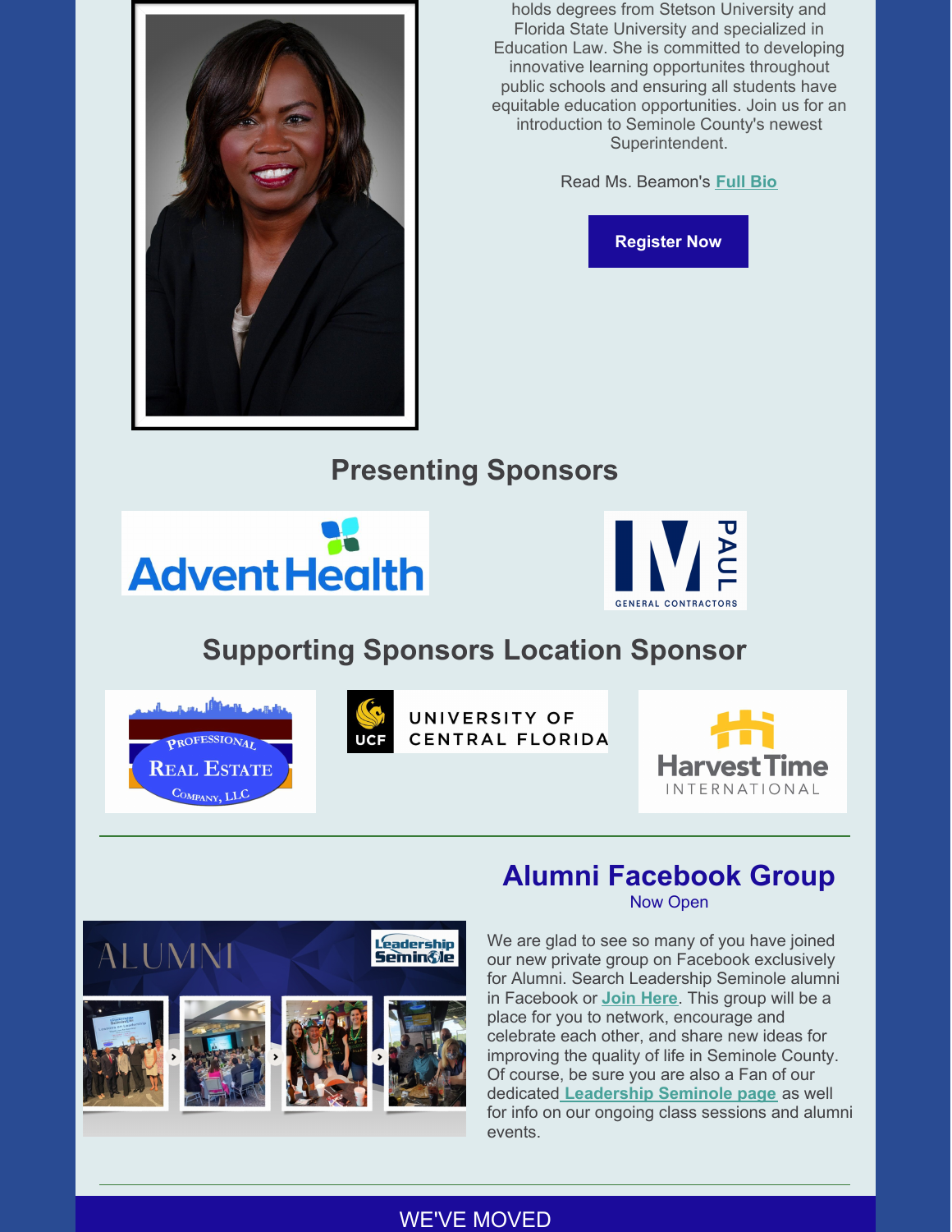holds degrees from Stetson University and Florida State University and specialized in Education Law. She is committed to developing innovative learning opportunites throughout public schools and ensuring all students have equitable education opportunities. Join us for an introduction to Seminole County's newest Superintendent.

Read Ms. Beamon's **Full Bio**

**Register Now**

## Presenting Sponsors

AdventHealth

PAUL GENERAL CONTRACTORS

## Supporting Sponsors Location Sponsor

Professional Real Estate Company, LLC

UCF UNIVERSITY OF CENTRAL FLORIDA

Harvest Time INTERNATIONAL

---

## Alumni Facebook Group

Now Open

We are glad to see so many of you have joined our new private group on Facebook exclusively for Alumni. Search Leadership Seminole alumni in Facebook or **Join Here**. This group will be a place for you to network, encourage and celebrate each other, and share new ideas for improving the quality of life in Seminole County. Of course, be sure you are also a Fan of our dedicated **Leadership Seminole page** as well for info on our ongoing class sessions and alumni events.

---

WE'VE MOVED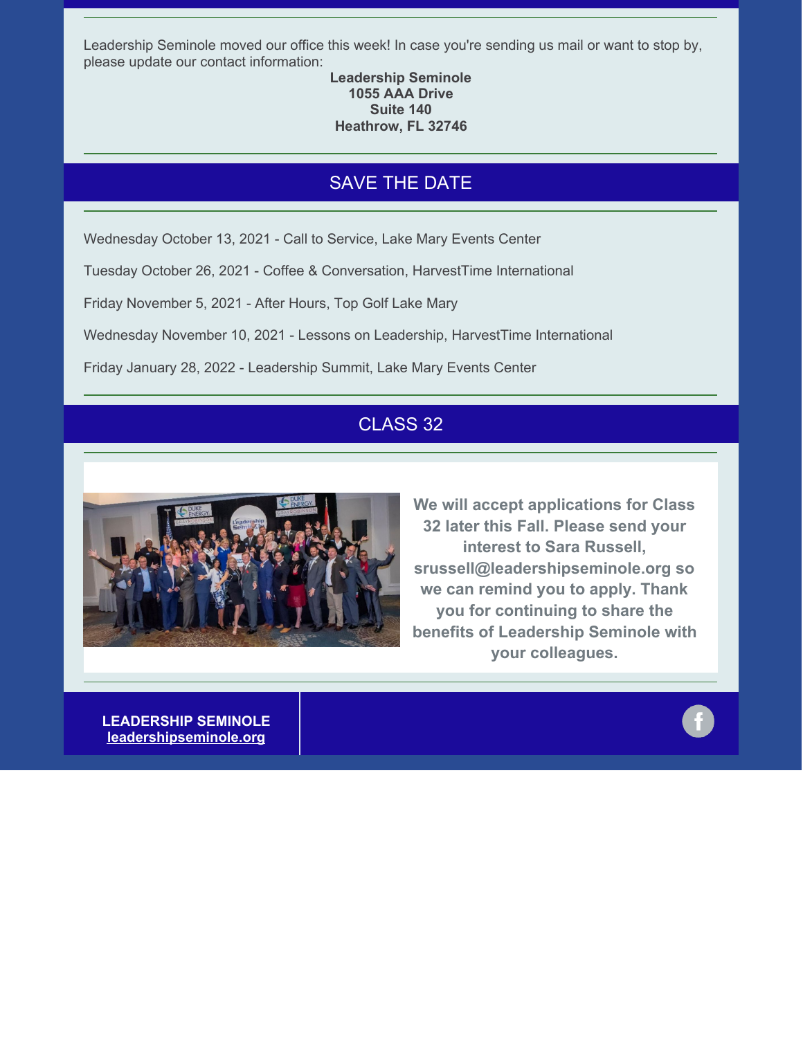Leadership Seminole moved our office this week! In case you're sending us mail or want to stop by, please update our contact information:

**Leadership Seminole**
**1055 AAA Drive**
**Suite 140**
**Heathrow, FL 32746**

## SAVE THE DATE

Wednesday October 13, 2021 - Call to Service, Lake Mary Events Center

Tuesday October 26, 2021 - Coffee & Conversation, HarvestTime International

Friday November 5, 2021 - After Hours, Top Golf Lake Mary

Wednesday November 10, 2021 - Lessons on Leadership, HarvestTime International

Friday January 28, 2022 - Leadership Summit, Lake Mary Events Center

## CLASS 32

**We will accept applications for Class 32 later this Fall. Please send your interest to Sara Russell, srussell@leadershipseminole.org so we can remind you to apply. Thank you for continuing to share the benefits of Leadership Seminole with your colleagues.**

**LEADERSHIP SEMINOLE**
**leadershipseminole.org**